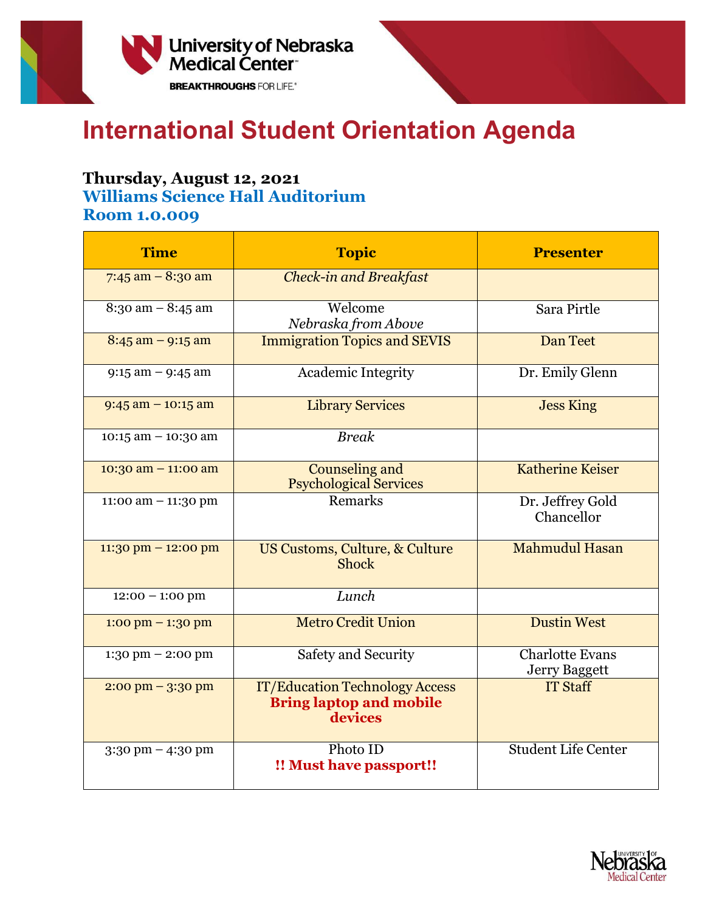# International Student Orientation Agenda

**Thursday, August 12, 2021**
**Williams Science Hall Auditorium**
**Room 1.0.009**

| Time | Topic | Presenter |
|---|---|---|
| 7:45 am – 8:30 am | *Check-in and Breakfast* | |
| 8:30 am – 8:45 am | Welcome<br>*Nebraska from Above* | Sara Pirtle |
| 8:45 am – 9:15 am | Immigration Topics and SEVIS | Dan Teet |
| 9:15 am – 9:45 am | Academic Integrity | Dr. Emily Glenn |
| 9:45 am – 10:15 am | Library Services | Jess King |
| 10:15 am – 10:30 am | *Break* | |
| 10:30 am – 11:00 am | Counseling and Psychological Services | Katherine Keiser |
| 11:00 am – 11:30 pm | Remarks | Dr. Jeffrey Gold<br>Chancellor |
| 11:30 pm – 12:00 pm | US Customs, Culture, & Culture Shock | Mahmudul Hasan |
| 12:00 – 1:00 pm | *Lunch* | |
| 1:00 pm – 1:30 pm | Metro Credit Union | Dustin West |
| 1:30 pm – 2:00 pm | Safety and Security | Charlotte Evans<br>Jerry Baggett |
| 2:00 pm – 3:30 pm | IT/Education Technology Access<br>**Bring laptop and mobile devices** | IT Staff |
| 3:30 pm – 4:30 pm | Photo ID<br>**!! Must have passport!!** | Student Life Center |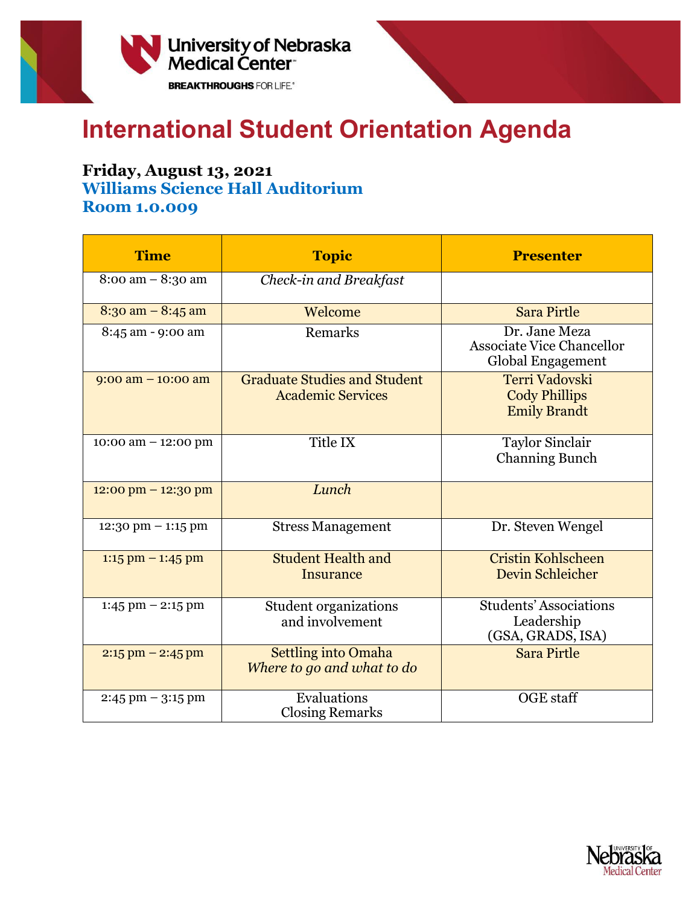# International Student Orientation Agenda

**Friday, August 13, 2021**
**Williams Science Hall Auditorium**
**Room 1.0.009**

| Time | Topic | Presenter |
|---|---|---|
| 8:00 am – 8:30 am | *Check-in and Breakfast* | |
| 8:30 am – 8:45 am | Welcome | Sara Pirtle |
| 8:45 am - 9:00 am | Remarks | Dr. Jane Meza<br>Associate Vice Chancellor<br>Global Engagement |
| 9:00 am – 10:00 am | Graduate Studies and Student Academic Services | Terri Vadovski<br>Cody Phillips<br>Emily Brandt |
| 10:00 am – 12:00 pm | Title IX | Taylor Sinclair<br>Channing Bunch |
| 12:00 pm – 12:30 pm | *Lunch* | |
| 12:30 pm – 1:15 pm | Stress Management | Dr. Steven Wengel |
| 1:15 pm – 1:45 pm | Student Health and Insurance | Cristin Kohlscheen<br>Devin Schleicher |
| 1:45 pm – 2:15 pm | Student organizations and involvement | Students' Associations Leadership<br>(GSA, GRADS, ISA) |
| 2:15 pm – 2:45 pm | Settling into Omaha<br>*Where to go and what to do* | Sara Pirtle |
| 2:45 pm – 3:15 pm | Evaluations<br>Closing Remarks | OGE staff |